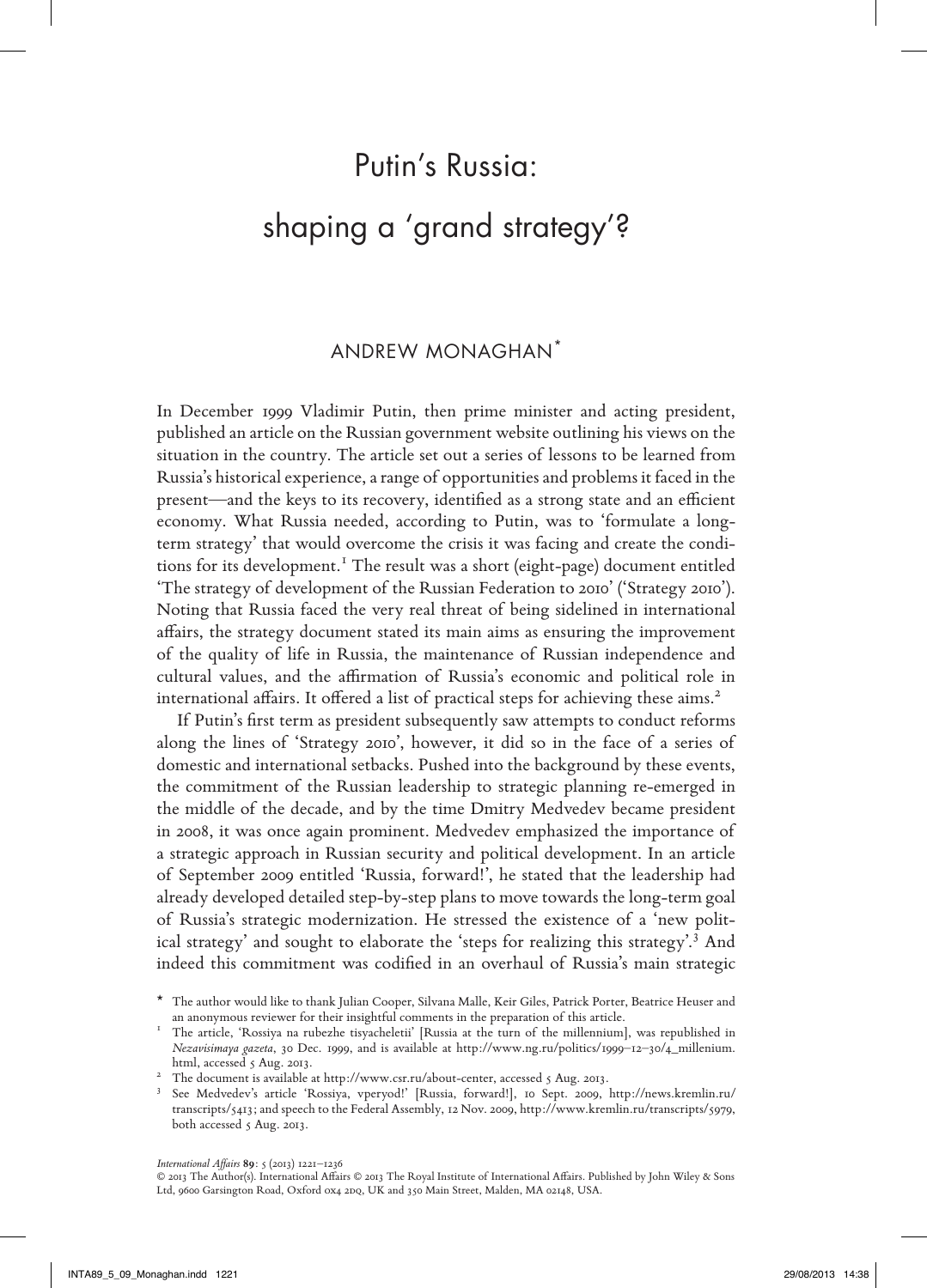# Putin's Russia: shaping a 'grand strategy'?

ANDREW MONAGHAN*

In December 1999 Vladimir Putin, then prime minister and acting president, published an article on the Russian government website outlining his views on the situation in the country. The article set out a series of lessons to be learned from Russia's historical experience, a range of opportunities and problems it faced in the present—and the keys to its recovery, identified as a strong state and an efficient economy. What Russia needed, according to Putin, was to 'formulate a long-term strategy' that would overcome the crisis it was facing and create the conditions for its development.[1] The result was a short (eight-page) document entitled 'The strategy of development of the Russian Federation to 2010' ('Strategy 2010'). Noting that Russia faced the very real threat of being sidelined in international affairs, the strategy document stated its main aims as ensuring the improvement of the quality of life in Russia, the maintenance of Russian independence and cultural values, and the affirmation of Russia's economic and political role in international affairs. It offered a list of practical steps for achieving these aims.[2]

If Putin's first term as president subsequently saw attempts to conduct reforms along the lines of 'Strategy 2010', however, it did so in the face of a series of domestic and international setbacks. Pushed into the background by these events, the commitment of the Russian leadership to strategic planning re-emerged in the middle of the decade, and by the time Dmitry Medvedev became president in 2008, it was once again prominent. Medvedev emphasized the importance of a strategic approach in Russian security and political development. In an article of September 2009 entitled 'Russia, forward!', he stated that the leadership had already developed detailed step-by-step plans to move towards the long-term goal of Russia's strategic modernization. He stressed the existence of a 'new political strategy' and sought to elaborate the 'steps for realizing this strategy'.[3] And indeed this commitment was codified in an overhaul of Russia's main strategic

\* The author would like to thank Julian Cooper, Silvana Malle, Keir Giles, Patrick Porter, Beatrice Heuser and an anonymous reviewer for their insightful comments in the preparation of this article.

[1] The article, 'Rossiya na rubezhe tisyacheletii' [Russia at the turn of the millennium], was republished in *Nezavisimaya gazeta*, 30 Dec. 1999, and is available at http://www.ng.ru/politics/1999–12–30/4_millenium.html, accessed 5 Aug. 2013.

[2] The document is available at http://www.csr.ru/about-center, accessed 5 Aug. 2013.

[3] See Medvedev's article 'Rossiya, vperyod!' [Russia, forward!], 10 Sept. 2009, http://news.kremlin.ru/transcripts/5413; and speech to the Federal Assembly, 12 Nov. 2009, http://www.kremlin.ru/transcripts/5979, both accessed 5 Aug. 2013.

© 2013 The Author(s). International Affairs © 2013 The Royal Institute of International Affairs. Published by John Wiley & Sons Ltd, 9600 Garsington Road, Oxford OX4 2DQ, UK and 350 Main Street, Malden, MA 02148, USA.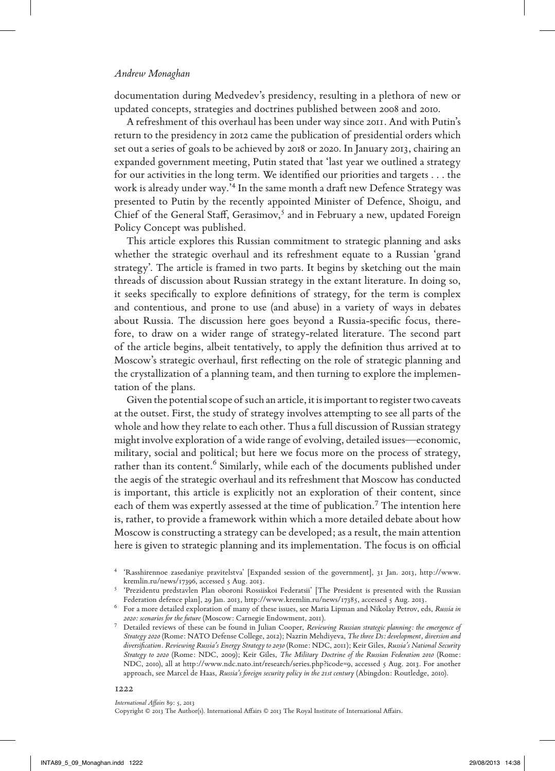documentation during Medvedev's presidency, resulting in a plethora of new or updated concepts, strategies and doctrines published between 2008 and 2010.

A refreshment of this overhaul has been under way since 2011. And with Putin's return to the presidency in 2012 came the publication of presidential orders which set out a series of goals to be achieved by 2018 or 2020. In January 2013, chairing an expanded government meeting, Putin stated that 'last year we outlined a strategy for our activities in the long term. We identified our priorities and targets . . . the work is already under way.'[4] In the same month a draft new Defence Strategy was presented to Putin by the recently appointed Minister of Defence, Shoigu, and Chief of the General Staff, Gerasimov,[5] and in February a new, updated Foreign Policy Concept was published.

This article explores this Russian commitment to strategic planning and asks whether the strategic overhaul and its refreshment equate to a Russian 'grand strategy'. The article is framed in two parts. It begins by sketching out the main threads of discussion about Russian strategy in the extant literature. In doing so, it seeks specifically to explore definitions of strategy, for the term is complex and contentious, and prone to use (and abuse) in a variety of ways in debates about Russia. The discussion here goes beyond a Russia-specific focus, therefore, to draw on a wider range of strategy-related literature. The second part of the article begins, albeit tentatively, to apply the definition thus arrived at to Moscow's strategic overhaul, first reflecting on the role of strategic planning and the crystallization of a planning team, and then turning to explore the implementation of the plans.

Given the potential scope of such an article, it is important to register two caveats at the outset. First, the study of strategy involves attempting to see all parts of the whole and how they relate to each other. Thus a full discussion of Russian strategy might involve exploration of a wide range of evolving, detailed issues—economic, military, social and political; but here we focus more on the process of strategy, rather than its content.[6] Similarly, while each of the documents published under the aegis of the strategic overhaul and its refreshment that Moscow has conducted is important, this article is explicitly not an exploration of their content, since each of them was expertly assessed at the time of publication.[7] The intention here is, rather, to provide a framework within which a more detailed debate about how Moscow is constructing a strategy can be developed; as a result, the main attention here is given to strategic planning and its implementation. The focus is on official

[4] 'Rasshirennoe zasedaniye pravitelstva' [Expanded session of the government], 31 Jan. 2013, http://www.kremlin.ru/news/17396, accessed 5 Aug. 2013.

[5] 'Prezidentu predstavlen Plan oboroni Rossiiskoi Federatsii' [The President is presented with the Russian Federation defence plan], 29 Jan. 2013, http://www.kremlin.ru/news/17385, accessed 5 Aug. 2013.

[6] For a more detailed exploration of many of these issues, see Maria Lipman and Nikolay Petrov, eds, *Russia in 2020: scenarios for the future* (Moscow: Carnegie Endowment, 2011).

[7] Detailed reviews of these can be found in Julian Cooper, *Reviewing Russian strategic planning: the emergence of Strategy 2020* (Rome: NATO Defense College, 2012); Nazrin Mehdiyeva, *The three Ds: development, diversion and diversification. Reviewing Russia's Energy Strategy to 2030* (Rome: NDC, 2011); Keir Giles, *Russia's National Security Strategy to 2020* (Rome: NDC, 2009); Keir Giles, *The Military Doctrine of the Russian Federation 2010* (Rome: NDC, 2010), all at http://www.ndc.nato.int/research/series.php?icode=9, accessed 5 Aug. 2013. For another approach, see Marcel de Haas, *Russia's foreign security policy in the 21st century* (Abingdon: Routledge, 2010).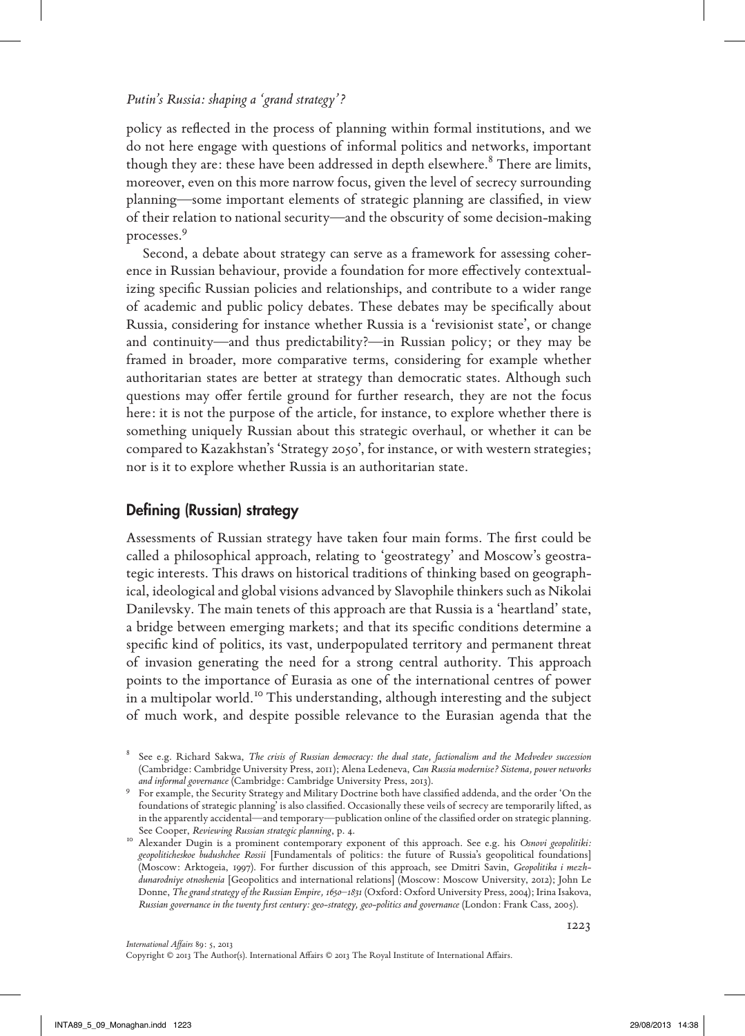policy as reflected in the process of planning within formal institutions, and we do not here engage with questions of informal politics and networks, important though they are: these have been addressed in depth elsewhere.[8] There are limits, moreover, even on this more narrow focus, given the level of secrecy surrounding planning—some important elements of strategic planning are classified, in view of their relation to national security—and the obscurity of some decision-making processes.[9]

Second, a debate about strategy can serve as a framework for assessing coherence in Russian behaviour, provide a foundation for more effectively contextualizing specific Russian policies and relationships, and contribute to a wider range of academic and public policy debates. These debates may be specifically about Russia, considering for instance whether Russia is a 'revisionist state', or change and continuity—and thus predictability?—in Russian policy; or they may be framed in broader, more comparative terms, considering for example whether authoritarian states are better at strategy than democratic states. Although such questions may offer fertile ground for further research, they are not the focus here: it is not the purpose of the article, for instance, to explore whether there is something uniquely Russian about this strategic overhaul, or whether it can be compared to Kazakhstan's 'Strategy 2050', for instance, or with western strategies; nor is it to explore whether Russia is an authoritarian state.

## Defining (Russian) strategy

Assessments of Russian strategy have taken four main forms. The first could be called a philosophical approach, relating to 'geostrategy' and Moscow's geostrategic interests. This draws on historical traditions of thinking based on geographical, ideological and global visions advanced by Slavophile thinkers such as Nikolai Danilevsky. The main tenets of this approach are that Russia is a 'heartland' state, a bridge between emerging markets; and that its specific conditions determine a specific kind of politics, its vast, underpopulated territory and permanent threat of invasion generating the need for a strong central authority. This approach points to the importance of Eurasia as one of the international centres of power in a multipolar world.[10] This understanding, although interesting and the subject of much work, and despite possible relevance to the Eurasian agenda that the

---

[8] See e.g. Richard Sakwa, *The crisis of Russian democracy: the dual state, factionalism and the Medvedev succession* (Cambridge: Cambridge University Press, 2011); Alena Ledeneva, *Can Russia modernise? Sistema, power networks and informal governance* (Cambridge: Cambridge University Press, 2013).

[9] For example, the Security Strategy and Military Doctrine both have classified addenda, and the order 'On the foundations of strategic planning' is also classified. Occasionally these veils of secrecy are temporarily lifted, as in the apparently accidental—and temporary—publication online of the classified order on strategic planning. See Cooper, *Reviewing Russian strategic planning*, p. 4.

[10] Alexander Dugin is a prominent contemporary exponent of this approach. See e.g. his *Osnovi geopolitiki: geopoliticheskoe budushchee Rossii* [Fundamentals of politics: the future of Russia's geopolitical foundations] (Moscow: Arktogeia, 1997). For further discussion of this approach, see Dmitri Savin, *Geopolitika i mezhdunarodniye otnoshenia* [Geopolitics and international relations] (Moscow: Moscow University, 2012); John Le Donne, *The grand strategy of the Russian Empire, 1650–1831* (Oxford: Oxford University Press, 2004); Irina Isakova, *Russian governance in the twenty first century: geo-strategy, geo-politics and governance* (London: Frank Cass, 2005).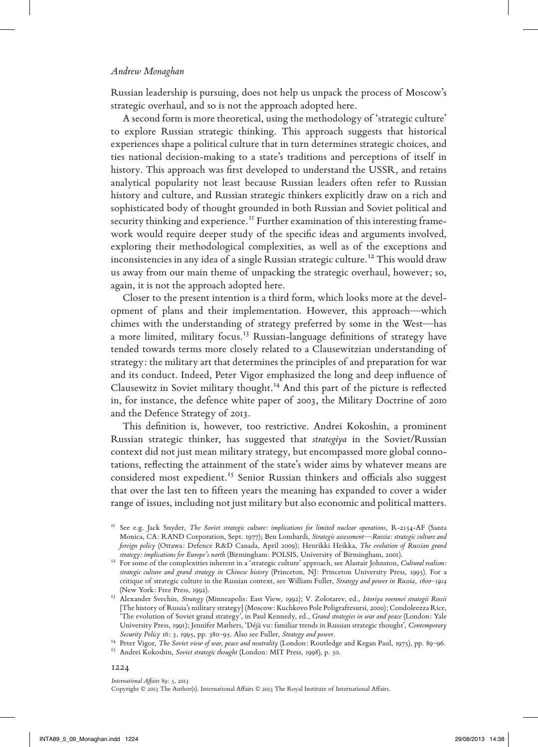Russian leadership is pursuing, does not help us unpack the process of Moscow's strategic overhaul, and so is not the approach adopted here.

A second form is more theoretical, using the methodology of 'strategic culture' to explore Russian strategic thinking. This approach suggests that historical experiences shape a political culture that in turn determines strategic choices, and ties national decision-making to a state's traditions and perceptions of itself in history. This approach was first developed to understand the USSR, and retains analytical popularity not least because Russian leaders often refer to Russian history and culture, and Russian strategic thinkers explicitly draw on a rich and sophisticated body of thought grounded in both Russian and Soviet political and security thinking and experience.[11] Further examination of this interesting framework would require deeper study of the specific ideas and arguments involved, exploring their methodological complexities, as well as of the exceptions and inconsistencies in any idea of a single Russian strategic culture.[12] This would draw us away from our main theme of unpacking the strategic overhaul, however; so, again, it is not the approach adopted here.

Closer to the present intention is a third form, which looks more at the development of plans and their implementation. However, this approach—which chimes with the understanding of strategy preferred by some in the West—has a more limited, military focus.[13] Russian-language definitions of strategy have tended towards terms more closely related to a Clausewitzian understanding of strategy: the military art that determines the principles of and preparation for war and its conduct. Indeed, Peter Vigor emphasized the long and deep influence of Clausewitz in Soviet military thought.[14] And this part of the picture is reflected in, for instance, the defence white paper of 2003, the Military Doctrine of 2010 and the Defence Strategy of 2013.

This definition is, however, too restrictive. Andrei Kokoshin, a prominent Russian strategic thinker, has suggested that *strategiya* in the Soviet/Russian context did not just mean military strategy, but encompassed more global connotations, reflecting the attainment of the state's wider aims by whatever means are considered most expedient.[15] Senior Russian thinkers and officials also suggest that over the last ten to fifteen years the meaning has expanded to cover a wider range of issues, including not just military but also economic and political matters.

---

[11] See e.g. Jack Snyder, *The Soviet strategic culture: implications for limited nuclear operations*, R-2154-AF (Santa Monica, CA: RAND Corporation, Sept. 1977); Ben Lombardi, *Strategic assessment—Russia: strategic culture and foreign policy* (Ottawa: Defence R&D Canada, April 2009); Henrikki Heikka, *The evolution of Russian grand strategy: implications for Europe's north* (Birmingham: POLSIS, University of Birmingham, 2001).

[12] For some of the complexities inherent in a 'strategic culture' approach, see Alastair Johnston, *Cultural realism: strategic culture and grand strategy in Chinese history* (Princeton, NJ: Princeton University Press, 1995). For a critique of strategic culture in the Russian context, see William Fuller, *Strategy and power in Russia, 1600–1914* (New York: Free Press, 1992).

[13] Alexander Svechin, *Strategy* (Minneapolis: East View, 1992); V. Zolotarev, ed., *Istoriya voennoi strategii Rossii* [The history of Russia's military strategy] (Moscow: Kuchkovo Pole Poligrafresursi, 2000); Condoleezza Rice, 'The evolution of Soviet grand strategy', in Paul Kennedy, ed., *Grand strategies in war and peace* (London: Yale University Press, 1991); Jennifer Mathers, 'Déjà vu: familiar trends in Russian strategic thought', *Contemporary Security Policy* 16: 3, 1995, pp. 380–95. Also see Fuller, *Strategy and power*.

[14] Peter Vigor, *The Soviet view of war, peace and neutrality* (London: Routledge and Kegan Paul, 1975), pp. 89–96.

[15] Andrei Kokoshin, *Soviet strategic thought* (London: MIT Press, 1998), p. 50.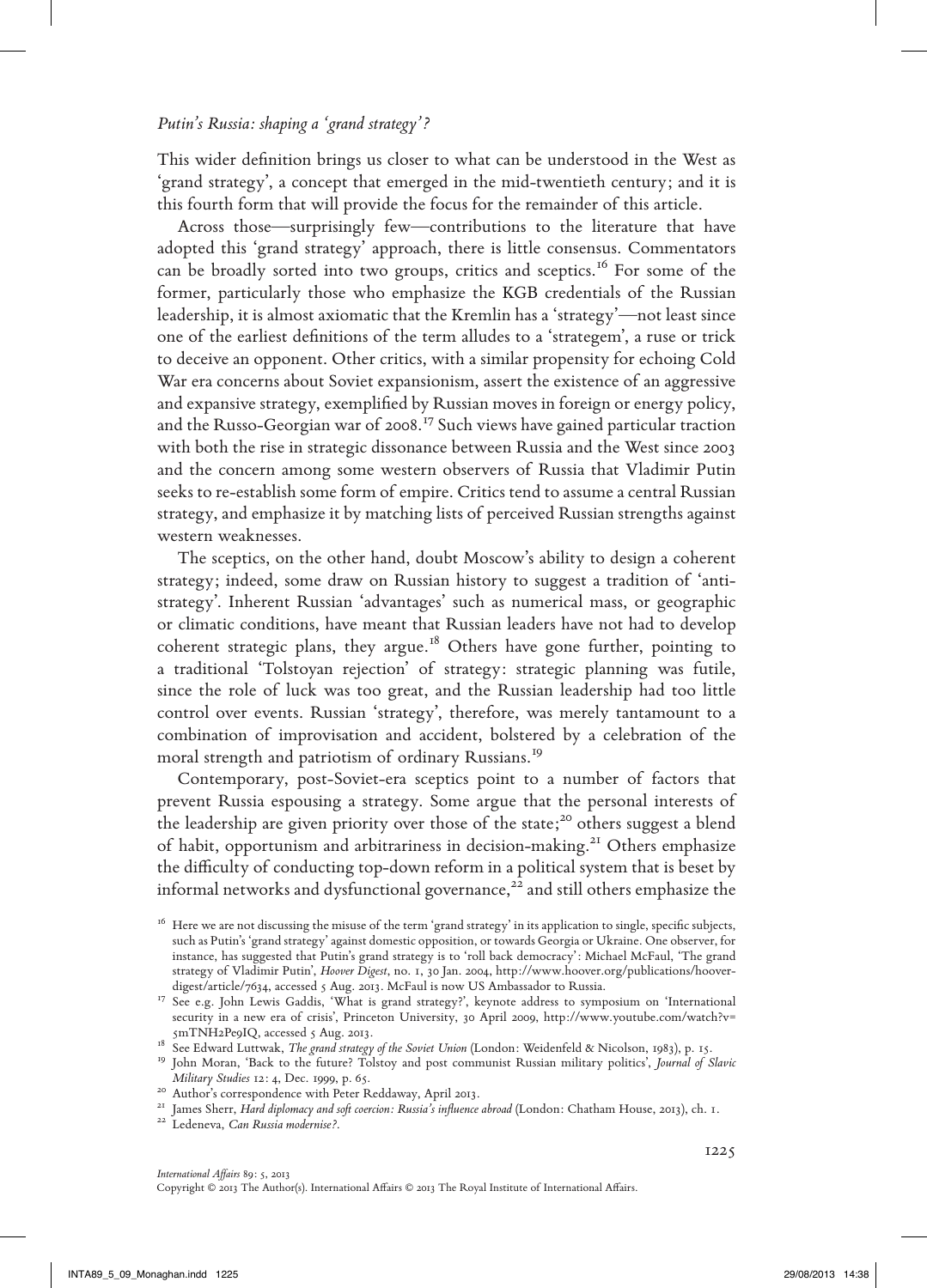This wider definition brings us closer to what can be understood in the West as 'grand strategy', a concept that emerged in the mid-twentieth century; and it is this fourth form that will provide the focus for the remainder of this article.

Across those—surprisingly few—contributions to the literature that have adopted this 'grand strategy' approach, there is little consensus. Commentators can be broadly sorted into two groups, critics and sceptics.[16] For some of the former, particularly those who emphasize the KGB credentials of the Russian leadership, it is almost axiomatic that the Kremlin has a 'strategy'—not least since one of the earliest definitions of the term alludes to a 'strategem', a ruse or trick to deceive an opponent. Other critics, with a similar propensity for echoing Cold War era concerns about Soviet expansionism, assert the existence of an aggressive and expansive strategy, exemplified by Russian moves in foreign or energy policy, and the Russo-Georgian war of 2008.[17] Such views have gained particular traction with both the rise in strategic dissonance between Russia and the West since 2003 and the concern among some western observers of Russia that Vladimir Putin seeks to re-establish some form of empire. Critics tend to assume a central Russian strategy, and emphasize it by matching lists of perceived Russian strengths against western weaknesses.

The sceptics, on the other hand, doubt Moscow's ability to design a coherent strategy; indeed, some draw on Russian history to suggest a tradition of 'anti-strategy'. Inherent Russian 'advantages' such as numerical mass, or geographic or climatic conditions, have meant that Russian leaders have not had to develop coherent strategic plans, they argue.[18] Others have gone further, pointing to a traditional 'Tolstoyan rejection' of strategy: strategic planning was futile, since the role of luck was too great, and the Russian leadership had too little control over events. Russian 'strategy', therefore, was merely tantamount to a combination of improvisation and accident, bolstered by a celebration of the moral strength and patriotism of ordinary Russians.[19]

Contemporary, post-Soviet-era sceptics point to a number of factors that prevent Russia espousing a strategy. Some argue that the personal interests of the leadership are given priority over those of the state;[20] others suggest a blend of habit, opportunism and arbitrariness in decision-making.[21] Others emphasize the difficulty of conducting top-down reform in a political system that is beset by informal networks and dysfunctional governance,[22] and still others emphasize the

---

[16] Here we are not discussing the misuse of the term 'grand strategy' in its application to single, specific subjects, such as Putin's 'grand strategy' against domestic opposition, or towards Georgia or Ukraine. One observer, for instance, has suggested that Putin's grand strategy is to 'roll back democracy': Michael McFaul, 'The grand strategy of Vladimir Putin', *Hoover Digest*, no. 1, 30 Jan. 2004, http://www.hoover.org/publications/hoover-digest/article/7634, accessed 5 Aug. 2013. McFaul is now US Ambassador to Russia.

[17] See e.g. John Lewis Gaddis, 'What is grand strategy?', keynote address to symposium on 'International security in a new era of crisis', Princeton University, 30 April 2009, http://www.youtube.com/watch?v=5mTNH2Pe9IQ, accessed 5 Aug. 2013.

[18] See Edward Luttwak, *The grand strategy of the Soviet Union* (London: Weidenfeld & Nicolson, 1983), p. 15.

[19] John Moran, 'Back to the future? Tolstoy and post communist Russian military politics', *Journal of Slavic Military Studies* 12: 4, Dec. 1999, p. 65.

[20] Author's correspondence with Peter Reddaway, April 2013.

[21] James Sherr, *Hard diplomacy and soft coercion: Russia's influence abroad* (London: Chatham House, 2013), ch. 1.

[22] Ledeneva, *Can Russia modernise?*.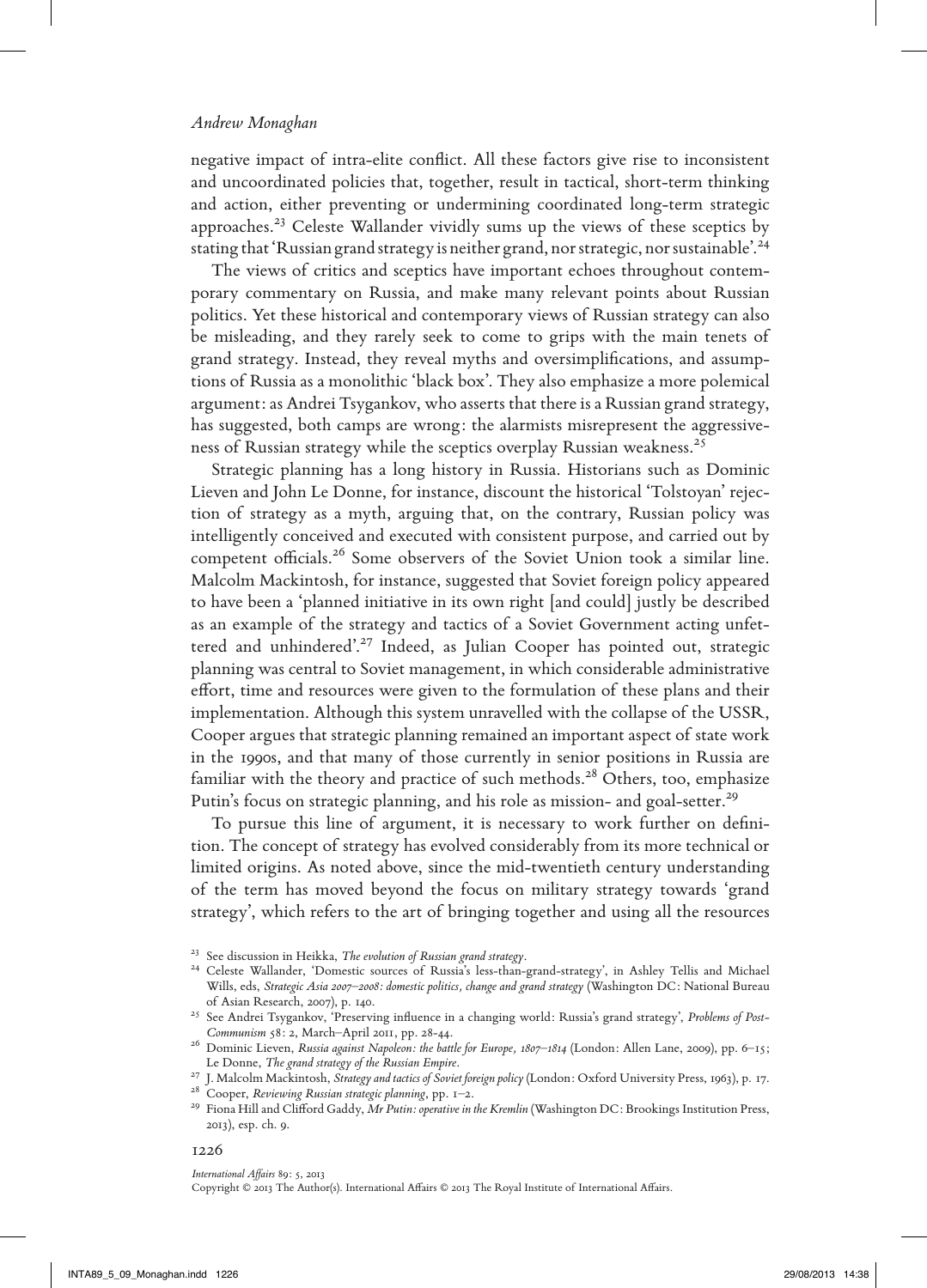negative impact of intra-elite conflict. All these factors give rise to inconsistent and uncoordinated policies that, together, result in tactical, short-term thinking and action, either preventing or undermining coordinated long-term strategic approaches.[23] Celeste Wallander vividly sums up the views of these sceptics by stating that 'Russian grand strategy is neither grand, nor strategic, nor sustainable'.[24]

The views of critics and sceptics have important echoes throughout contemporary commentary on Russia, and make many relevant points about Russian politics. Yet these historical and contemporary views of Russian strategy can also be misleading, and they rarely seek to come to grips with the main tenets of grand strategy. Instead, they reveal myths and oversimplifications, and assumptions of Russia as a monolithic 'black box'. They also emphasize a more polemical argument: as Andrei Tsygankov, who asserts that there is a Russian grand strategy, has suggested, both camps are wrong: the alarmists misrepresent the aggressiveness of Russian strategy while the sceptics overplay Russian weakness.[25]

Strategic planning has a long history in Russia. Historians such as Dominic Lieven and John Le Donne, for instance, discount the historical 'Tolstoyan' rejection of strategy as a myth, arguing that, on the contrary, Russian policy was intelligently conceived and executed with consistent purpose, and carried out by competent officials.[26] Some observers of the Soviet Union took a similar line. Malcolm Mackintosh, for instance, suggested that Soviet foreign policy appeared to have been a 'planned initiative in its own right [and could] justly be described as an example of the strategy and tactics of a Soviet Government acting unfettered and unhindered'.[27] Indeed, as Julian Cooper has pointed out, strategic planning was central to Soviet management, in which considerable administrative effort, time and resources were given to the formulation of these plans and their implementation. Although this system unravelled with the collapse of the USSR, Cooper argues that strategic planning remained an important aspect of state work in the 1990s, and that many of those currently in senior positions in Russia are familiar with the theory and practice of such methods.[28] Others, too, emphasize Putin's focus on strategic planning, and his role as mission- and goal-setter.[29]

To pursue this line of argument, it is necessary to work further on definition. The concept of strategy has evolved considerably from its more technical or limited origins. As noted above, since the mid-twentieth century understanding of the term has moved beyond the focus on military strategy towards 'grand strategy', which refers to the art of bringing together and using all the resources

[23] See discussion in Heikka, *The evolution of Russian grand strategy*.

[24] Celeste Wallander, 'Domestic sources of Russia's less-than-grand-strategy', in Ashley Tellis and Michael Wills, eds, *Strategic Asia 2007–2008: domestic politics, change and grand strategy* (Washington DC: National Bureau of Asian Research, 2007), p. 140.

[25] See Andrei Tsygankov, 'Preserving influence in a changing world: Russia's grand strategy', *Problems of Post-Communism* 58: 2, March–April 2011, pp. 28-44.

[26] Dominic Lieven, *Russia against Napoleon: the battle for Europe, 1807–1814* (London: Allen Lane, 2009), pp. 6–15; Le Donne, *The grand strategy of the Russian Empire*.

[27] J. Malcolm Mackintosh, *Strategy and tactics of Soviet foreign policy* (London: Oxford University Press, 1963), p. 17.

[28] Cooper, *Reviewing Russian strategic planning*, pp. 1–2.

[29] Fiona Hill and Clifford Gaddy, *Mr Putin: operative in the Kremlin* (Washington DC: Brookings Institution Press, 2013), esp. ch. 9.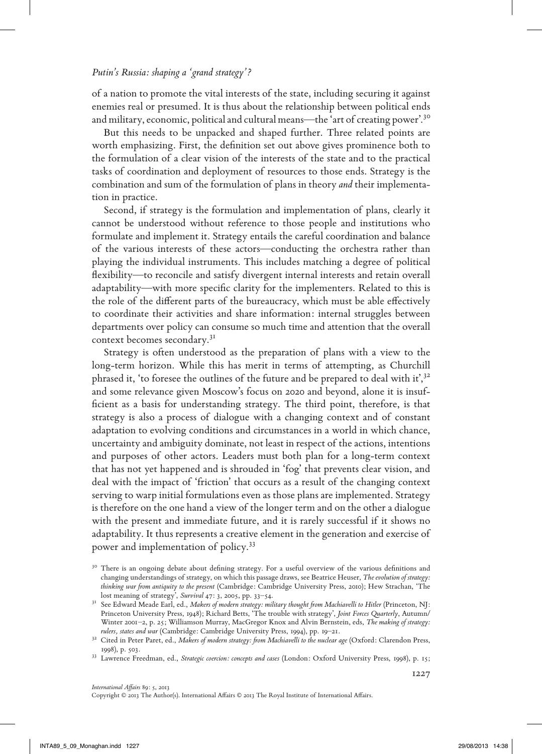of a nation to promote the vital interests of the state, including securing it against enemies real or presumed. It is thus about the relationship between political ends and military, economic, political and cultural means—the 'art of creating power'.[30]

But this needs to be unpacked and shaped further. Three related points are worth emphasizing. First, the definition set out above gives prominence both to the formulation of a clear vision of the interests of the state and to the practical tasks of coordination and deployment of resources to those ends. Strategy is the combination and sum of the formulation of plans in theory *and* their implementation in practice.

Second, if strategy is the formulation and implementation of plans, clearly it cannot be understood without reference to those people and institutions who formulate and implement it. Strategy entails the careful coordination and balance of the various interests of these actors—conducting the orchestra rather than playing the individual instruments. This includes matching a degree of political flexibility—to reconcile and satisfy divergent internal interests and retain overall adaptability—with more specific clarity for the implementers. Related to this is the role of the different parts of the bureaucracy, which must be able effectively to coordinate their activities and share information: internal struggles between departments over policy can consume so much time and attention that the overall context becomes secondary.[31]

Strategy is often understood as the preparation of plans with a view to the long-term horizon. While this has merit in terms of attempting, as Churchill phrased it, 'to foresee the outlines of the future and be prepared to deal with it',[32] and some relevance given Moscow's focus on 2020 and beyond, alone it is insufficient as a basis for understanding strategy. The third point, therefore, is that strategy is also a process of dialogue with a changing context and of constant adaptation to evolving conditions and circumstances in a world in which chance, uncertainty and ambiguity dominate, not least in respect of the actions, intentions and purposes of other actors. Leaders must both plan for a long-term context that has not yet happened and is shrouded in 'fog' that prevents clear vision, and deal with the impact of 'friction' that occurs as a result of the changing context serving to warp initial formulations even as those plans are implemented. Strategy is therefore on the one hand a view of the longer term and on the other a dialogue with the present and immediate future, and it is rarely successful if it shows no adaptability. It thus represents a creative element in the generation and exercise of power and implementation of policy.[33]

[30] There is an ongoing debate about defining strategy. For a useful overview of the various definitions and changing understandings of strategy, on which this passage draws, see Beatrice Heuser, *The evolution of strategy: thinking war from antiquity to the present* (Cambridge: Cambridge University Press, 2010); Hew Strachan, 'The lost meaning of strategy', *Survival* 47: 3, 2005, pp. 33–54.

[31] See Edward Meade Earl, ed., *Makers of modern strategy: military thought from Machiavelli to Hitler* (Princeton, NJ: Princeton University Press, 1948); Richard Betts, 'The trouble with strategy', *Joint Forces Quarterly*, Autumn/Winter 2001–2, p. 25; Williamson Murray, MacGregor Knox and Alvin Bernstein, eds, *The making of strategy: rulers, states and war* (Cambridge: Cambridge University Press, 1994), pp. 19–21.

[32] Cited in Peter Paret, ed., *Makers of modern strategy: from Machiavelli to the nuclear age* (Oxford: Clarendon Press, 1998), p. 503.

[33] Lawrence Freedman, ed., *Strategic coercion: concepts and cases* (London: Oxford University Press, 1998), p. 15;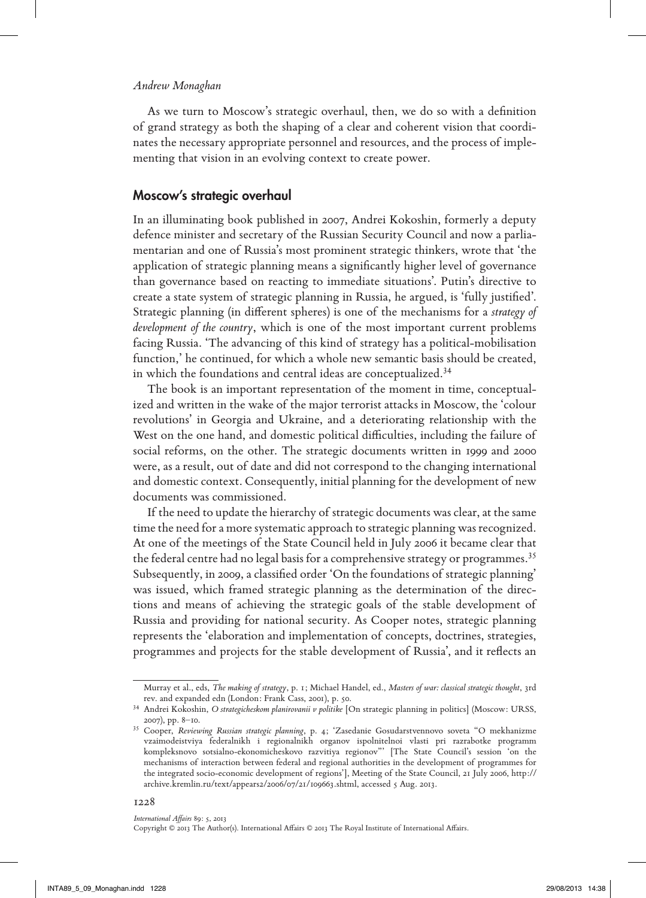As we turn to Moscow's strategic overhaul, then, we do so with a definition of grand strategy as both the shaping of a clear and coherent vision that coordinates the necessary appropriate personnel and resources, and the process of implementing that vision in an evolving context to create power.

## Moscow's strategic overhaul

In an illuminating book published in 2007, Andrei Kokoshin, formerly a deputy defence minister and secretary of the Russian Security Council and now a parliamentarian and one of Russia's most prominent strategic thinkers, wrote that 'the application of strategic planning means a significantly higher level of governance than governance based on reacting to immediate situations'. Putin's directive to create a state system of strategic planning in Russia, he argued, is 'fully justified'. Strategic planning (in different spheres) is one of the mechanisms for a *strategy of development of the country*, which is one of the most important current problems facing Russia. 'The advancing of this kind of strategy has a political-mobilisation function,' he continued, for which a whole new semantic basis should be created, in which the foundations and central ideas are conceptualized.[34]

The book is an important representation of the moment in time, conceptualized and written in the wake of the major terrorist attacks in Moscow, the 'colour revolutions' in Georgia and Ukraine, and a deteriorating relationship with the West on the one hand, and domestic political difficulties, including the failure of social reforms, on the other. The strategic documents written in 1999 and 2000 were, as a result, out of date and did not correspond to the changing international and domestic context. Consequently, initial planning for the development of new documents was commissioned.

If the need to update the hierarchy of strategic documents was clear, at the same time the need for a more systematic approach to strategic planning was recognized. At one of the meetings of the State Council held in July 2006 it became clear that the federal centre had no legal basis for a comprehensive strategy or programmes.[35] Subsequently, in 2009, a classified order 'On the foundations of strategic planning' was issued, which framed strategic planning as the determination of the directions and means of achieving the strategic goals of the stable development of Russia and providing for national security. As Cooper notes, strategic planning represents the 'elaboration and implementation of concepts, doctrines, strategies, programmes and projects for the stable development of Russia', and it reflects an

---

Murray et al., eds, *The making of strategy*, p. 1; Michael Handel, ed., *Masters of war: classical strategic thought*, 3rd rev. and expanded edn (London: Frank Cass, 2001), p. 50.

[34] Andrei Kokoshin, *O strategicheskom planirovanii v politike* [On strategic planning in politics] (Moscow: URSS, 2007), pp. 8–10.

[35] Cooper, *Reviewing Russian strategic planning*, p. 4; 'Zasedanie Gosudarstvennovo soveta "O mekhanizme vzaimodeistviya federalnikh i regionalnikh organov ispolnitelnoi vlasti pri razrabotke programm kompleksnovo sotsialno-ekonomicheskovo razvitiya regionov"' [The State Council's session 'on the mechanisms of interaction between federal and regional authorities in the development of programmes for the integrated socio-economic development of regions'], Meeting of the State Council, 21 July 2006, http://archive.kremlin.ru/text/appears2/2006/07/21/109663.shtml, accessed 5 Aug. 2013.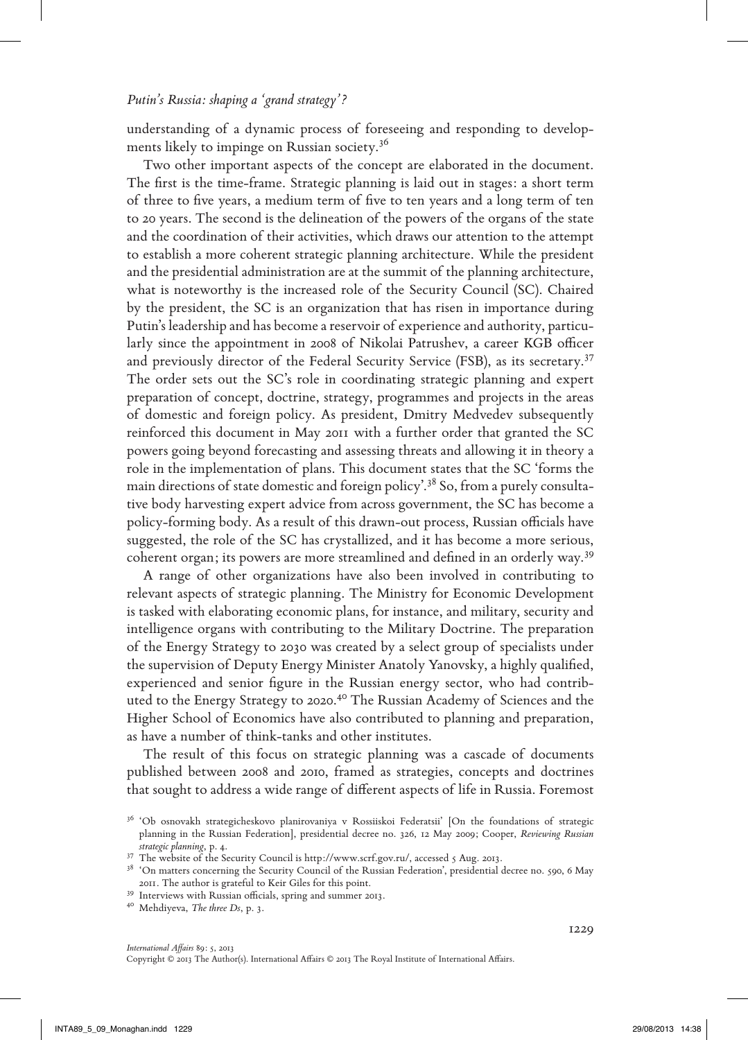understanding of a dynamic process of foreseeing and responding to developments likely to impinge on Russian society.[36]

Two other important aspects of the concept are elaborated in the document. The first is the time-frame. Strategic planning is laid out in stages: a short term of three to five years, a medium term of five to ten years and a long term of ten to 20 years. The second is the delineation of the powers of the organs of the state and the coordination of their activities, which draws our attention to the attempt to establish a more coherent strategic planning architecture. While the president and the presidential administration are at the summit of the planning architecture, what is noteworthy is the increased role of the Security Council (SC). Chaired by the president, the SC is an organization that has risen in importance during Putin's leadership and has become a reservoir of experience and authority, particularly since the appointment in 2008 of Nikolai Patrushev, a career KGB officer and previously director of the Federal Security Service (FSB), as its secretary.[37] The order sets out the SC's role in coordinating strategic planning and expert preparation of concept, doctrine, strategy, programmes and projects in the areas of domestic and foreign policy. As president, Dmitry Medvedev subsequently reinforced this document in May 2011 with a further order that granted the SC powers going beyond forecasting and assessing threats and allowing it in theory a role in the implementation of plans. This document states that the SC 'forms the main directions of state domestic and foreign policy'.[38] So, from a purely consultative body harvesting expert advice from across government, the SC has become a policy-forming body. As a result of this drawn-out process, Russian officials have suggested, the role of the SC has crystallized, and it has become a more serious, coherent organ; its powers are more streamlined and defined in an orderly way.[39]

A range of other organizations have also been involved in contributing to relevant aspects of strategic planning. The Ministry for Economic Development is tasked with elaborating economic plans, for instance, and military, security and intelligence organs with contributing to the Military Doctrine. The preparation of the Energy Strategy to 2030 was created by a select group of specialists under the supervision of Deputy Energy Minister Anatoly Yanovsky, a highly qualified, experienced and senior figure in the Russian energy sector, who had contributed to the Energy Strategy to 2020.[40] The Russian Academy of Sciences and the Higher School of Economics have also contributed to planning and preparation, as have a number of think-tanks and other institutes.

The result of this focus on strategic planning was a cascade of documents published between 2008 and 2010, framed as strategies, concepts and doctrines that sought to address a wide range of different aspects of life in Russia. Foremost

---

[36] 'Ob osnovakh strategicheskovo planirovaniya v Rossiiskoi Federatsii' [On the foundations of strategic planning in the Russian Federation], presidential decree no. 326, 12 May 2009; Cooper, *Reviewing Russian strategic planning*, p. 4.

[37] The website of the Security Council is http://www.scrf.gov.ru/, accessed 5 Aug. 2013.

[38] 'On matters concerning the Security Council of the Russian Federation', presidential decree no. 590, 6 May 2011. The author is grateful to Keir Giles for this point.

[39] Interviews with Russian officials, spring and summer 2013.

[40] Mehdiyeva, *The three Ds*, p. 3.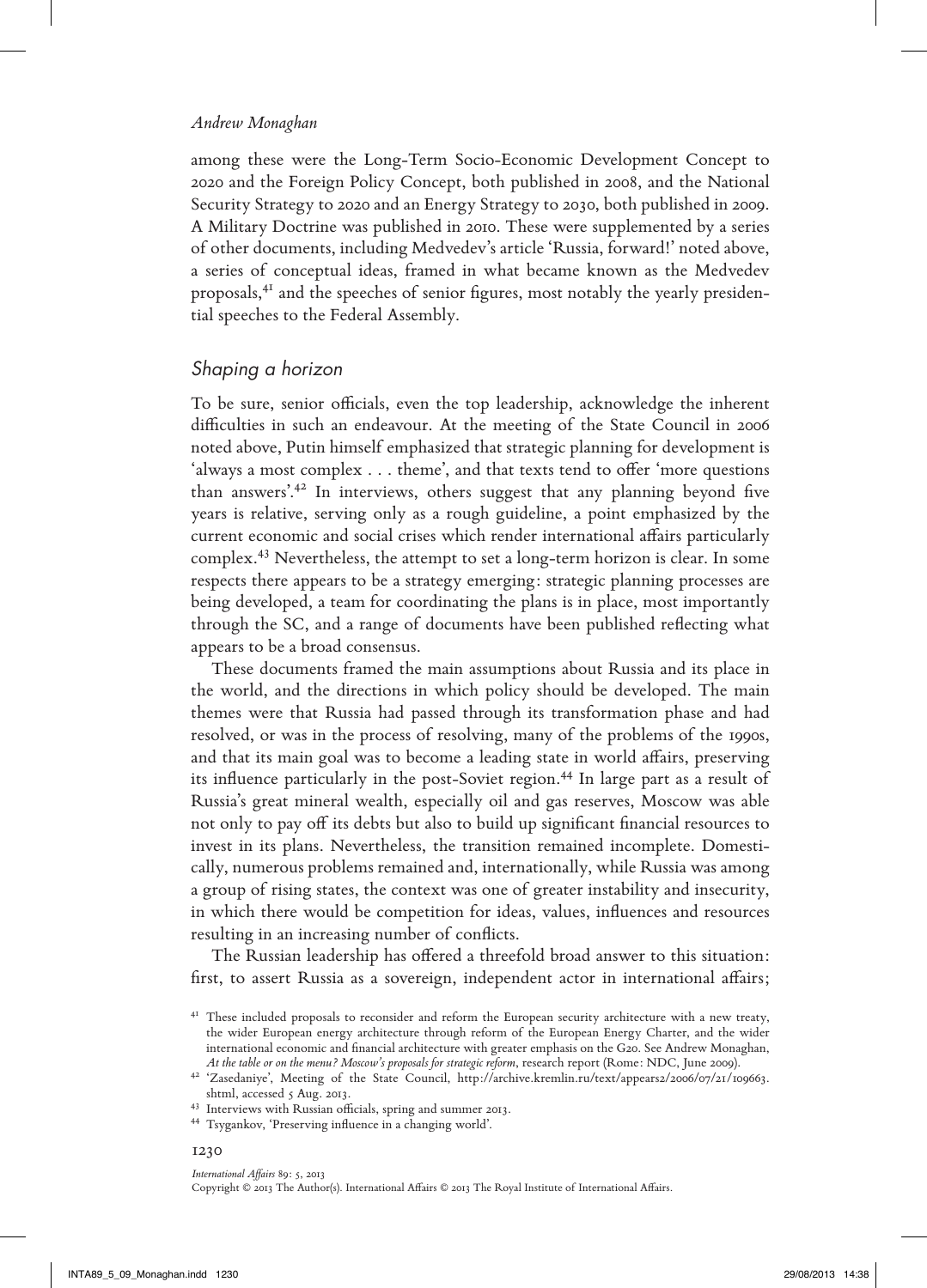among these were the Long-Term Socio-Economic Development Concept to 2020 and the Foreign Policy Concept, both published in 2008, and the National Security Strategy to 2020 and an Energy Strategy to 2030, both published in 2009. A Military Doctrine was published in 2010. These were supplemented by a series of other documents, including Medvedev's article 'Russia, forward!' noted above, a series of conceptual ideas, framed in what became known as the Medvedev proposals,[41] and the speeches of senior figures, most notably the yearly presidential speeches to the Federal Assembly.

## Shaping a horizon

To be sure, senior officials, even the top leadership, acknowledge the inherent difficulties in such an endeavour. At the meeting of the State Council in 2006 noted above, Putin himself emphasized that strategic planning for development is 'always a most complex . . . theme', and that texts tend to offer 'more questions than answers'.[42] In interviews, others suggest that any planning beyond five years is relative, serving only as a rough guideline, a point emphasized by the current economic and social crises which render international affairs particularly complex.[43] Nevertheless, the attempt to set a long-term horizon is clear. In some respects there appears to be a strategy emerging: strategic planning processes are being developed, a team for coordinating the plans is in place, most importantly through the SC, and a range of documents have been published reflecting what appears to be a broad consensus.

These documents framed the main assumptions about Russia and its place in the world, and the directions in which policy should be developed. The main themes were that Russia had passed through its transformation phase and had resolved, or was in the process of resolving, many of the problems of the 1990s, and that its main goal was to become a leading state in world affairs, preserving its influence particularly in the post-Soviet region.[44] In large part as a result of Russia's great mineral wealth, especially oil and gas reserves, Moscow was able not only to pay off its debts but also to build up significant financial resources to invest in its plans. Nevertheless, the transition remained incomplete. Domestically, numerous problems remained and, internationally, while Russia was among a group of rising states, the context was one of greater instability and insecurity, in which there would be competition for ideas, values, influences and resources resulting in an increasing number of conflicts.

The Russian leadership has offered a threefold broad answer to this situation: first, to assert Russia as a sovereign, independent actor in international affairs;

[41] These included proposals to reconsider and reform the European security architecture with a new treaty, the wider European energy architecture through reform of the European Energy Charter, and the wider international economic and financial architecture with greater emphasis on the G20. See Andrew Monaghan, *At the table or on the menu? Moscow's proposals for strategic reform*, research report (Rome: NDC, June 2009).

[42] 'Zasedaniye', Meeting of the State Council, http://archive.kremlin.ru/text/appears2/2006/07/21/109663.shtml, accessed 5 Aug. 2013.

[43] Interviews with Russian officials, spring and summer 2013.

[44] Tsygankov, 'Preserving influence in a changing world'.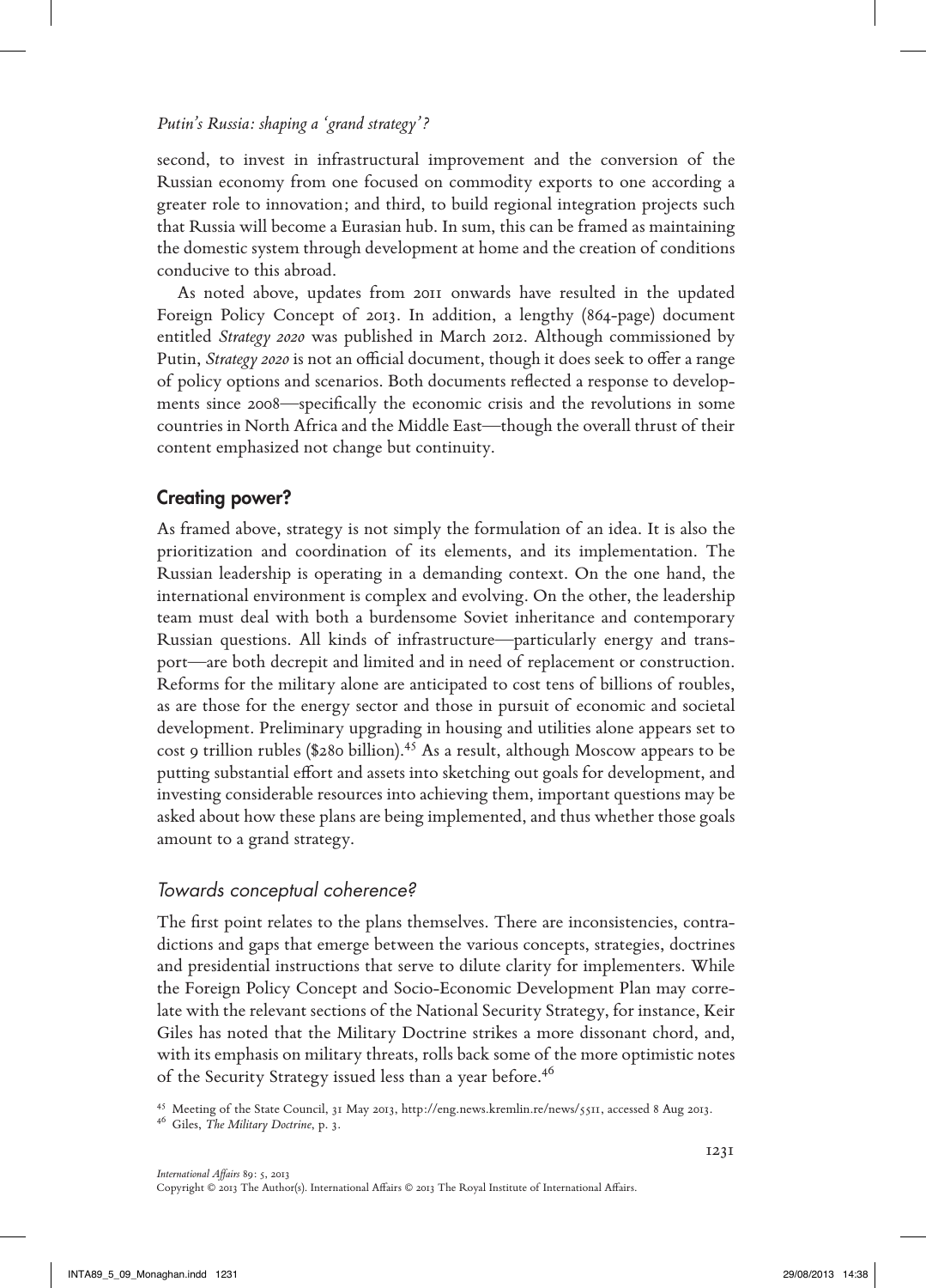second, to invest in infrastructural improvement and the conversion of the Russian economy from one focused on commodity exports to one according a greater role to innovation; and third, to build regional integration projects such that Russia will become a Eurasian hub. In sum, this can be framed as maintaining the domestic system through development at home and the creation of conditions conducive to this abroad.

As noted above, updates from 2011 onwards have resulted in the updated Foreign Policy Concept of 2013. In addition, a lengthy (864-page) document entitled *Strategy 2020* was published in March 2012. Although commissioned by Putin, *Strategy 2020* is not an official document, though it does seek to offer a range of policy options and scenarios. Both documents reflected a response to developments since 2008—specifically the economic crisis and the revolutions in some countries in North Africa and the Middle East—though the overall thrust of their content emphasized not change but continuity.

## Creating power?

As framed above, strategy is not simply the formulation of an idea. It is also the prioritization and coordination of its elements, and its implementation. The Russian leadership is operating in a demanding context. On the one hand, the international environment is complex and evolving. On the other, the leadership team must deal with both a burdensome Soviet inheritance and contemporary Russian questions. All kinds of infrastructure—particularly energy and transport—are both decrepit and limited and in need of replacement or construction. Reforms for the military alone are anticipated to cost tens of billions of roubles, as are those for the energy sector and those in pursuit of economic and societal development. Preliminary upgrading in housing and utilities alone appears set to cost 9 trillion rubles ($280 billion).[45] As a result, although Moscow appears to be putting substantial effort and assets into sketching out goals for development, and investing considerable resources into achieving them, important questions may be asked about how these plans are being implemented, and thus whether those goals amount to a grand strategy.

### *Towards conceptual coherence?*

The first point relates to the plans themselves. There are inconsistencies, contradictions and gaps that emerge between the various concepts, strategies, doctrines and presidential instructions that serve to dilute clarity for implementers. While the Foreign Policy Concept and Socio-Economic Development Plan may correlate with the relevant sections of the National Security Strategy, for instance, Keir Giles has noted that the Military Doctrine strikes a more dissonant chord, and, with its emphasis on military threats, rolls back some of the more optimistic notes of the Security Strategy issued less than a year before.[46]

[45] Meeting of the State Council, 31 May 2013, http://eng.news.kremlin.re/news/5511, accessed 8 Aug 2013.

[46] Giles, *The Military Doctrine*, p. 3.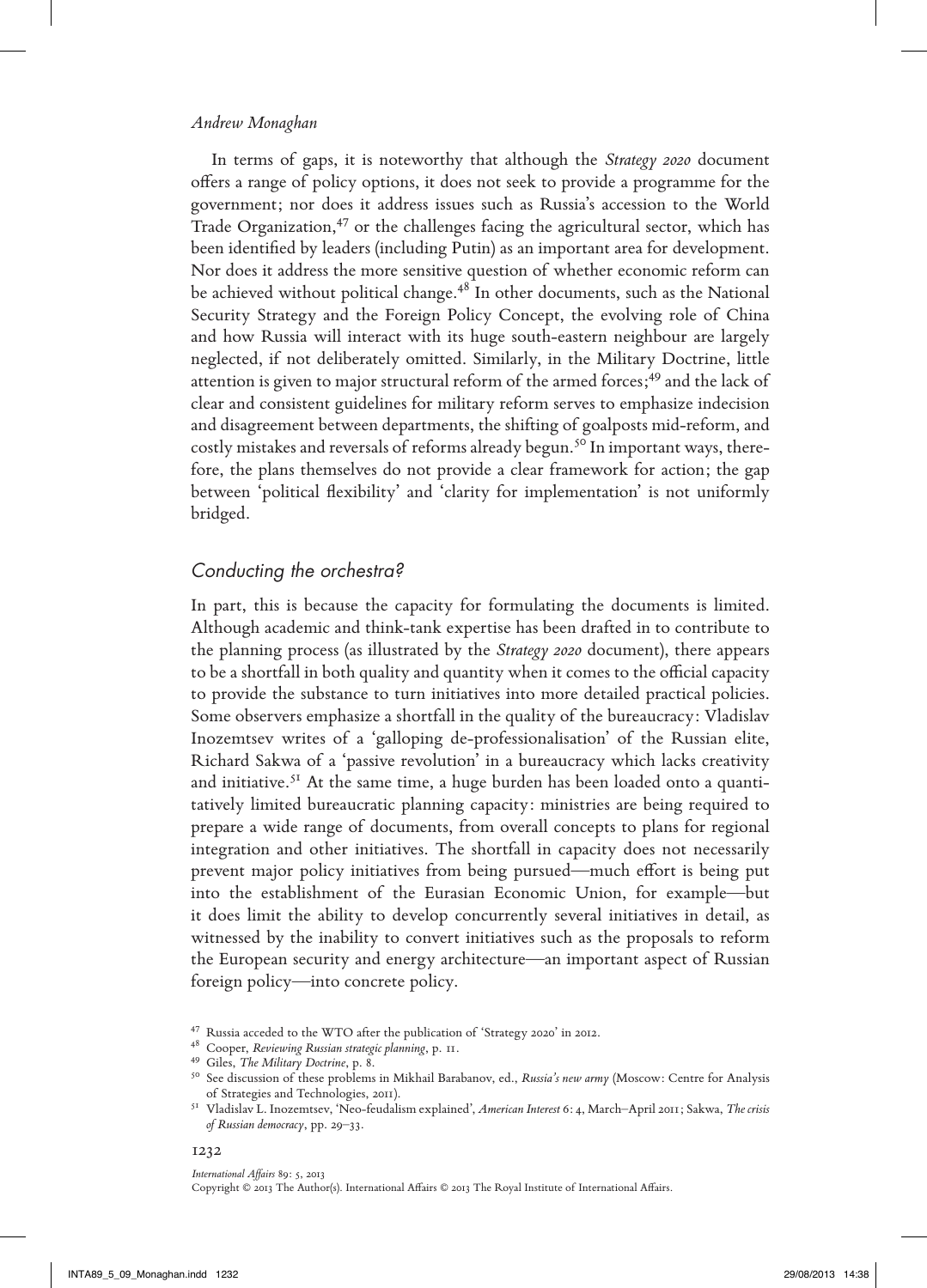In terms of gaps, it is noteworthy that although the *Strategy 2020* document offers a range of policy options, it does not seek to provide a programme for the government; nor does it address issues such as Russia's accession to the World Trade Organization,[47] or the challenges facing the agricultural sector, which has been identified by leaders (including Putin) as an important area for development. Nor does it address the more sensitive question of whether economic reform can be achieved without political change.[48] In other documents, such as the National Security Strategy and the Foreign Policy Concept, the evolving role of China and how Russia will interact with its huge south-eastern neighbour are largely neglected, if not deliberately omitted. Similarly, in the Military Doctrine, little attention is given to major structural reform of the armed forces;[49] and the lack of clear and consistent guidelines for military reform serves to emphasize indecision and disagreement between departments, the shifting of goalposts mid-reform, and costly mistakes and reversals of reforms already begun.[50] In important ways, therefore, the plans themselves do not provide a clear framework for action; the gap between 'political flexibility' and 'clarity for implementation' is not uniformly bridged.

## *Conducting the orchestra?*

In part, this is because the capacity for formulating the documents is limited. Although academic and think-tank expertise has been drafted in to contribute to the planning process (as illustrated by the *Strategy 2020* document), there appears to be a shortfall in both quality and quantity when it comes to the official capacity to provide the substance to turn initiatives into more detailed practical policies. Some observers emphasize a shortfall in the quality of the bureaucracy: Vladislav Inozemtsev writes of a 'galloping de-professionalisation' of the Russian elite, Richard Sakwa of a 'passive revolution' in a bureaucracy which lacks creativity and initiative.[51] At the same time, a huge burden has been loaded onto a quantitatively limited bureaucratic planning capacity: ministries are being required to prepare a wide range of documents, from overall concepts to plans for regional integration and other initiatives. The shortfall in capacity does not necessarily prevent major policy initiatives from being pursued—much effort is being put into the establishment of the Eurasian Economic Union, for example—but it does limit the ability to develop concurrently several initiatives in detail, as witnessed by the inability to convert initiatives such as the proposals to reform the European security and energy architecture—an important aspect of Russian foreign policy—into concrete policy.

---

[47] Russia acceded to the WTO after the publication of 'Strategy 2020' in 2012.

[48] Cooper, *Reviewing Russian strategic planning*, p. 11.

[49] Giles, *The Military Doctrine*, p. 8.

[50] See discussion of these problems in Mikhail Barabanov, ed., *Russia's new army* (Moscow: Centre for Analysis of Strategies and Technologies, 2011).

[51] Vladislav L. Inozemtsev, 'Neo-feudalism explained', *American Interest* 6: 4, March–April 2011; Sakwa, *The crisis of Russian democracy*, pp. 29–33.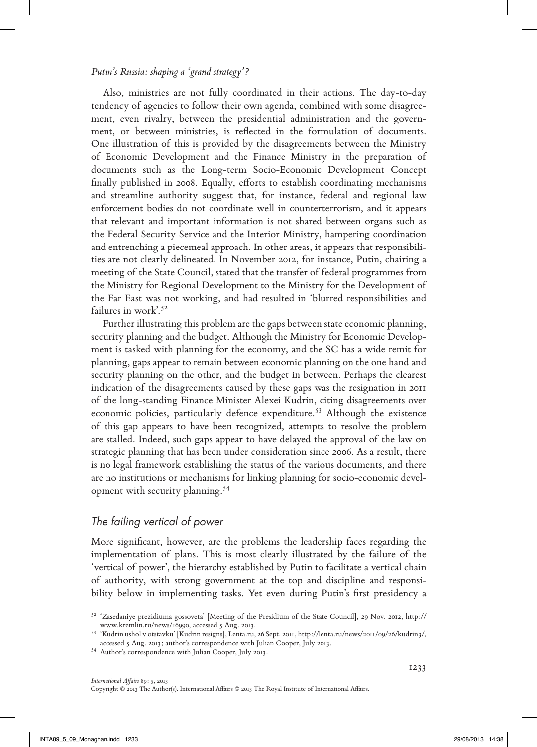Also, ministries are not fully coordinated in their actions. The day-to-day tendency of agencies to follow their own agenda, combined with some disagreement, even rivalry, between the presidential administration and the government, or between ministries, is reflected in the formulation of documents. One illustration of this is provided by the disagreements between the Ministry of Economic Development and the Finance Ministry in the preparation of documents such as the Long-term Socio-Economic Development Concept finally published in 2008. Equally, efforts to establish coordinating mechanisms and streamline authority suggest that, for instance, federal and regional law enforcement bodies do not coordinate well in counterterrorism, and it appears that relevant and important information is not shared between organs such as the Federal Security Service and the Interior Ministry, hampering coordination and entrenching a piecemeal approach. In other areas, it appears that responsibilities are not clearly delineated. In November 2012, for instance, Putin, chairing a meeting of the State Council, stated that the transfer of federal programmes from the Ministry for Regional Development to the Ministry for the Development of the Far East was not working, and had resulted in 'blurred responsibilities and failures in work'.[52]

Further illustrating this problem are the gaps between state economic planning, security planning and the budget. Although the Ministry for Economic Development is tasked with planning for the economy, and the SC has a wide remit for planning, gaps appear to remain between economic planning on the one hand and security planning on the other, and the budget in between. Perhaps the clearest indication of the disagreements caused by these gaps was the resignation in 2011 of the long-standing Finance Minister Alexei Kudrin, citing disagreements over economic policies, particularly defence expenditure.[53] Although the existence of this gap appears to have been recognized, attempts to resolve the problem are stalled. Indeed, such gaps appear to have delayed the approval of the law on strategic planning that has been under consideration since 2006. As a result, there is no legal framework establishing the status of the various documents, and there are no institutions or mechanisms for linking planning for socio-economic development with security planning.[54]

## *The failing vertical of power*

More significant, however, are the problems the leadership faces regarding the implementation of plans. This is most clearly illustrated by the failure of the 'vertical of power', the hierarchy established by Putin to facilitate a vertical chain of authority, with strong government at the top and discipline and responsibility below in implementing tasks. Yet even during Putin's first presidency a

---

52 'Zasedaniye prezidiuma gossoveta' [Meeting of the Presidium of the State Council], 29 Nov. 2012, http://www.kremlin.ru/news/16990, accessed 5 Aug. 2013.

53 'Kudrin ushol v otstavku' [Kudrin resigns], Lenta.ru, 26 Sept. 2011, http://lenta.ru/news/2011/09/26/kudrin3/, accessed 5 Aug. 2013; author's correspondence with Julian Cooper, July 2013.

54 Author's correspondence with Julian Cooper, July 2013.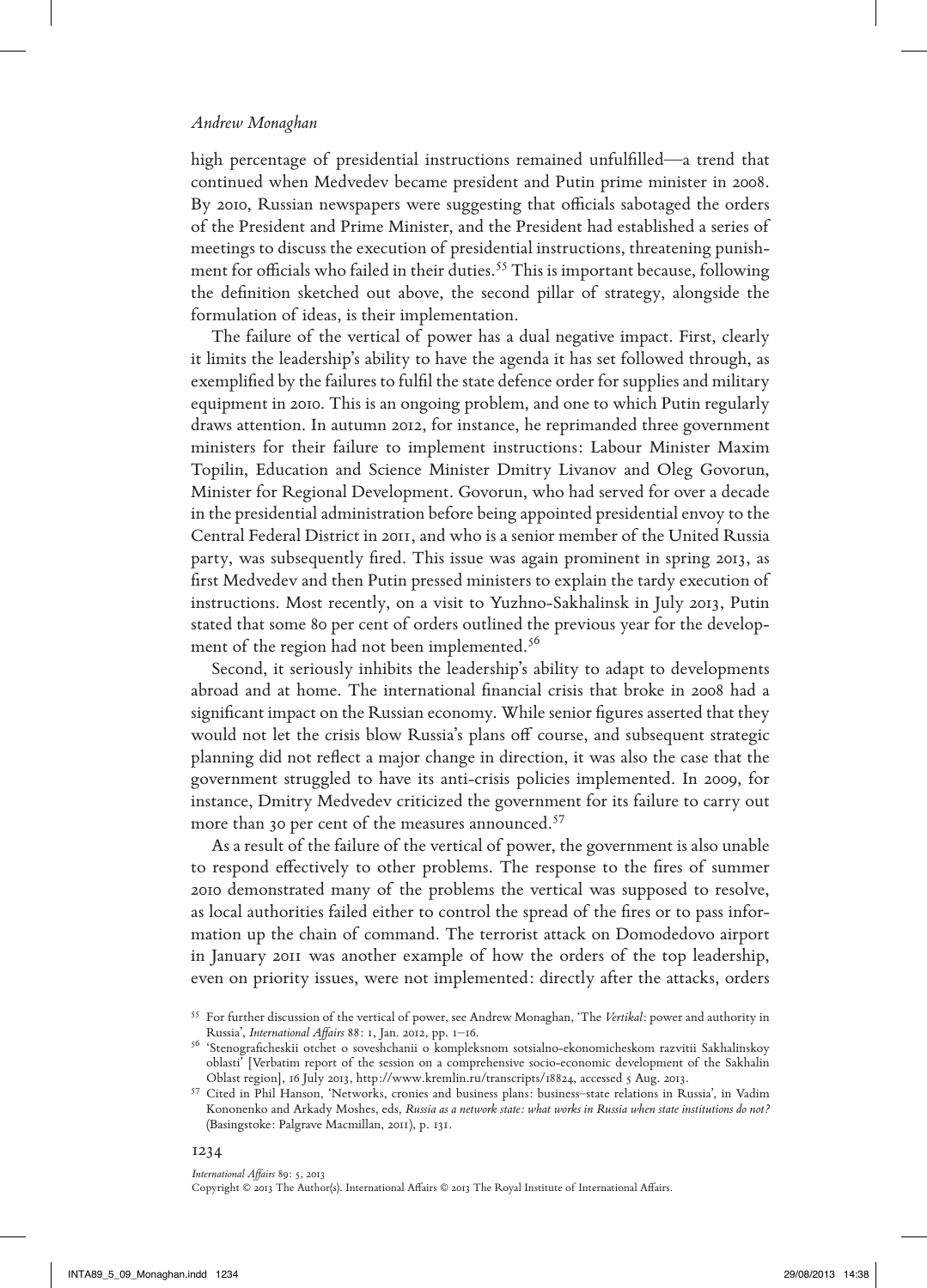high percentage of presidential instructions remained unfulfilled—a trend that continued when Medvedev became president and Putin prime minister in 2008. By 2010, Russian newspapers were suggesting that officials sabotaged the orders of the President and Prime Minister, and the President had established a series of meetings to discuss the execution of presidential instructions, threatening punishment for officials who failed in their duties.[55] This is important because, following the definition sketched out above, the second pillar of strategy, alongside the formulation of ideas, is their implementation.

The failure of the vertical of power has a dual negative impact. First, clearly it limits the leadership's ability to have the agenda it has set followed through, as exemplified by the failures to fulfil the state defence order for supplies and military equipment in 2010. This is an ongoing problem, and one to which Putin regularly draws attention. In autumn 2012, for instance, he reprimanded three government ministers for their failure to implement instructions: Labour Minister Maxim Topilin, Education and Science Minister Dmitry Livanov and Oleg Govorun, Minister for Regional Development. Govorun, who had served for over a decade in the presidential administration before being appointed presidential envoy to the Central Federal District in 2011, and who is a senior member of the United Russia party, was subsequently fired. This issue was again prominent in spring 2013, as first Medvedev and then Putin pressed ministers to explain the tardy execution of instructions. Most recently, on a visit to Yuzhno-Sakhalinsk in July 2013, Putin stated that some 80 per cent of orders outlined the previous year for the development of the region had not been implemented.[56]

Second, it seriously inhibits the leadership's ability to adapt to developments abroad and at home. The international financial crisis that broke in 2008 had a significant impact on the Russian economy. While senior figures asserted that they would not let the crisis blow Russia's plans off course, and subsequent strategic planning did not reflect a major change in direction, it was also the case that the government struggled to have its anti-crisis policies implemented. In 2009, for instance, Dmitry Medvedev criticized the government for its failure to carry out more than 30 per cent of the measures announced.[57]

As a result of the failure of the vertical of power, the government is also unable to respond effectively to other problems. The response to the fires of summer 2010 demonstrated many of the problems the vertical was supposed to resolve, as local authorities failed either to control the spread of the fires or to pass information up the chain of command. The terrorist attack on Domodedovo airport in January 2011 was another example of how the orders of the top leadership, even on priority issues, were not implemented: directly after the attacks, orders

[55] For further discussion of the vertical of power, see Andrew Monaghan, 'The *Vertikal*: power and authority in Russia', *International Affairs* 88: 1, Jan. 2012, pp. 1–16.

[56] 'Stenograficheskii otchet o soveshchanii o kompleksnom sotsialno-ekonomicheskom razvitii Sakhalinskoy oblasti' [Verbatim report of the session on a comprehensive socio-economic development of the Sakhalin Oblast region], 16 July 2013, http://www.kremlin.ru/transcripts/18824, accessed 5 Aug. 2013.

[57] Cited in Phil Hanson, 'Networks, cronies and business plans: business–state relations in Russia', in Vadim Kononenko and Arkady Moshes, eds, *Russia as a network state: what works in Russia when state institutions do not?* (Basingstoke: Palgrave Macmillan, 2011), p. 131.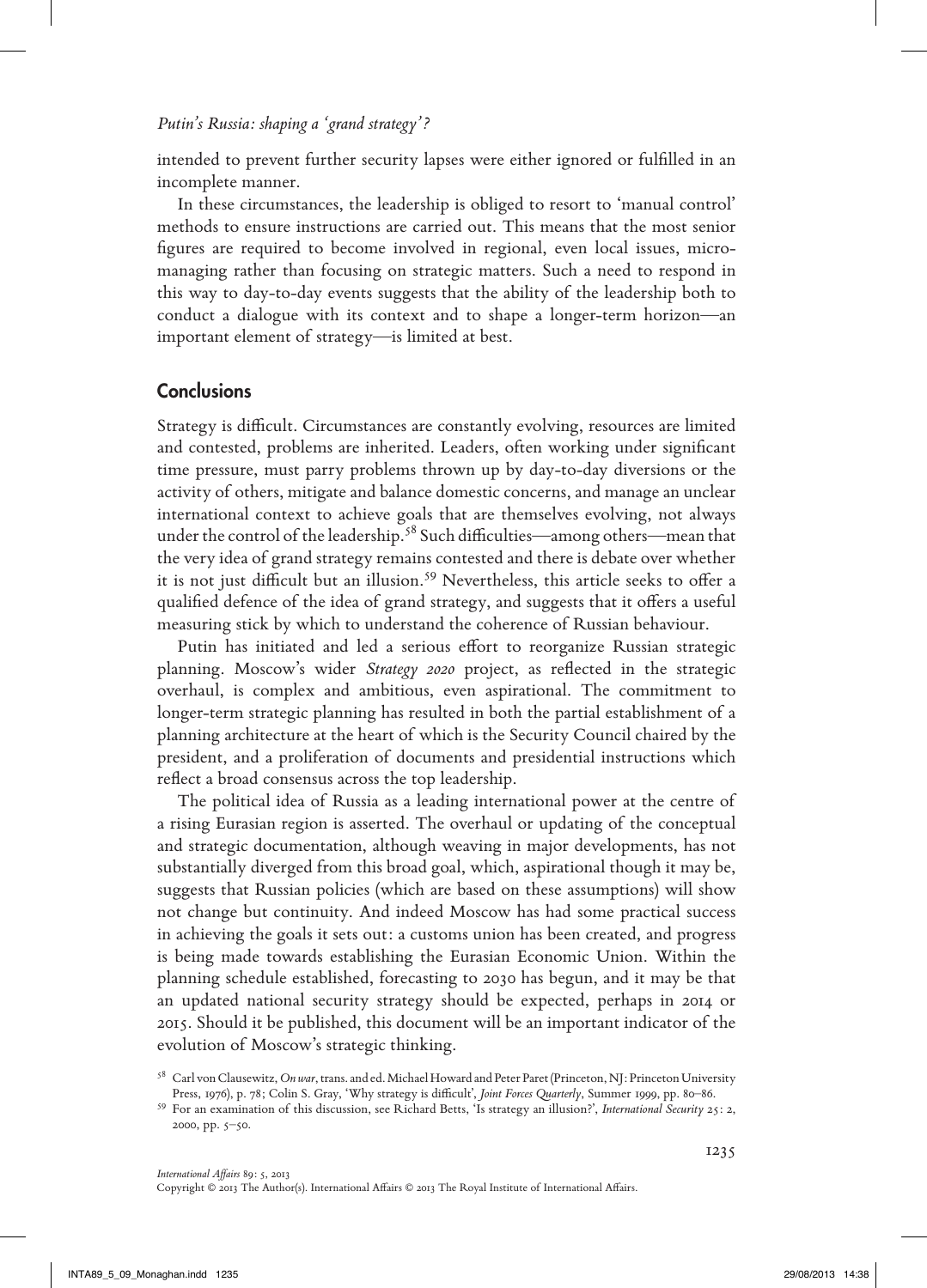intended to prevent further security lapses were either ignored or fulfilled in an incomplete manner.

In these circumstances, the leadership is obliged to resort to 'manual control' methods to ensure instructions are carried out. This means that the most senior figures are required to become involved in regional, even local issues, micro-managing rather than focusing on strategic matters. Such a need to respond in this way to day-to-day events suggests that the ability of the leadership both to conduct a dialogue with its context and to shape a longer-term horizon—an important element of strategy—is limited at best.

## Conclusions

Strategy is difficult. Circumstances are constantly evolving, resources are limited and contested, problems are inherited. Leaders, often working under significant time pressure, must parry problems thrown up by day-to-day diversions or the activity of others, mitigate and balance domestic concerns, and manage an unclear international context to achieve goals that are themselves evolving, not always under the control of the leadership.[58] Such difficulties—among others—mean that the very idea of grand strategy remains contested and there is debate over whether it is not just difficult but an illusion.[59] Nevertheless, this article seeks to offer a qualified defence of the idea of grand strategy, and suggests that it offers a useful measuring stick by which to understand the coherence of Russian behaviour.

Putin has initiated and led a serious effort to reorganize Russian strategic planning. Moscow's wider *Strategy 2020* project, as reflected in the strategic overhaul, is complex and ambitious, even aspirational. The commitment to longer-term strategic planning has resulted in both the partial establishment of a planning architecture at the heart of which is the Security Council chaired by the president, and a proliferation of documents and presidential instructions which reflect a broad consensus across the top leadership.

The political idea of Russia as a leading international power at the centre of a rising Eurasian region is asserted. The overhaul or updating of the conceptual and strategic documentation, although weaving in major developments, has not substantially diverged from this broad goal, which, aspirational though it may be, suggests that Russian policies (which are based on these assumptions) will show not change but continuity. And indeed Moscow has had some practical success in achieving the goals it sets out: a customs union has been created, and progress is being made towards establishing the Eurasian Economic Union. Within the planning schedule established, forecasting to 2030 has begun, and it may be that an updated national security strategy should be expected, perhaps in 2014 or 2015. Should it be published, this document will be an important indicator of the evolution of Moscow's strategic thinking.

---

[58] Carl von Clausewitz, *On war*, trans. and ed. Michael Howard and Peter Paret (Princeton, NJ: Princeton University Press, 1976), p. 78; Colin S. Gray, 'Why strategy is difficult', *Joint Forces Quarterly*, Summer 1999, pp. 80–86.

[59] For an examination of this discussion, see Richard Betts, 'Is strategy an illusion?', *International Security* 25: 2, 2000, pp. 5–50.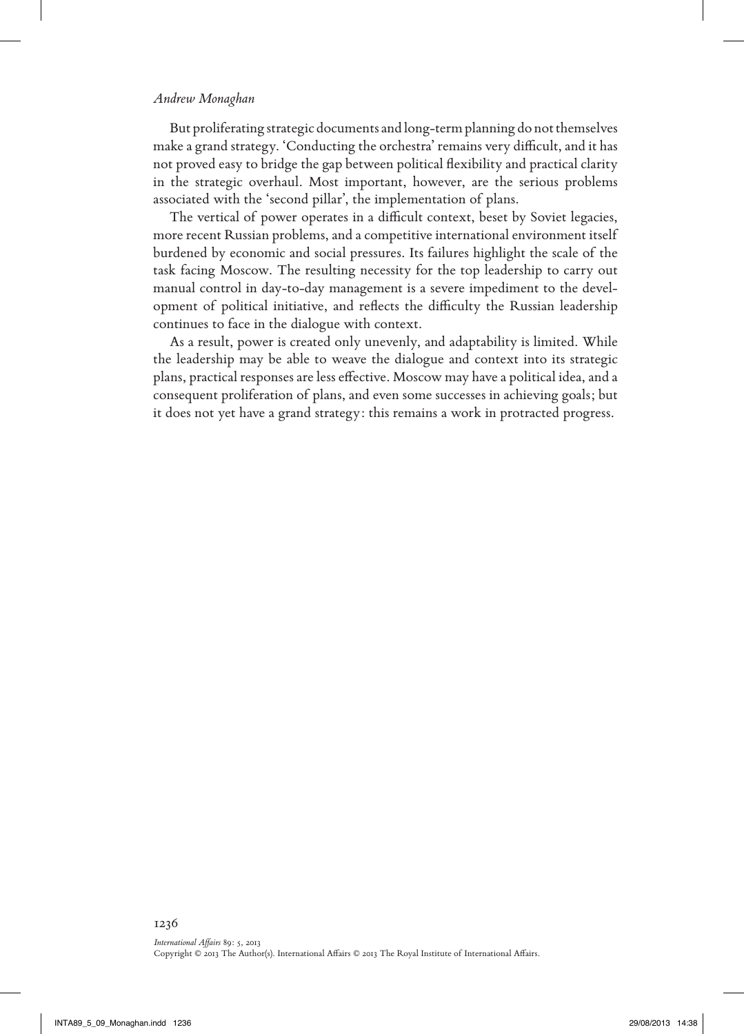But proliferating strategic documents and long-term planning do not themselves make a grand strategy. 'Conducting the orchestra' remains very difficult, and it has not proved easy to bridge the gap between political flexibility and practical clarity in the strategic overhaul. Most important, however, are the serious problems associated with the 'second pillar', the implementation of plans.

The vertical of power operates in a difficult context, beset by Soviet legacies, more recent Russian problems, and a competitive international environment itself burdened by economic and social pressures. Its failures highlight the scale of the task facing Moscow. The resulting necessity for the top leadership to carry out manual control in day-to-day management is a severe impediment to the development of political initiative, and reflects the difficulty the Russian leadership continues to face in the dialogue with context.

As a result, power is created only unevenly, and adaptability is limited. While the leadership may be able to weave the dialogue and context into its strategic plans, practical responses are less effective. Moscow may have a political idea, and a consequent proliferation of plans, and even some successes in achieving goals; but it does not yet have a grand strategy: this remains a work in protracted progress.